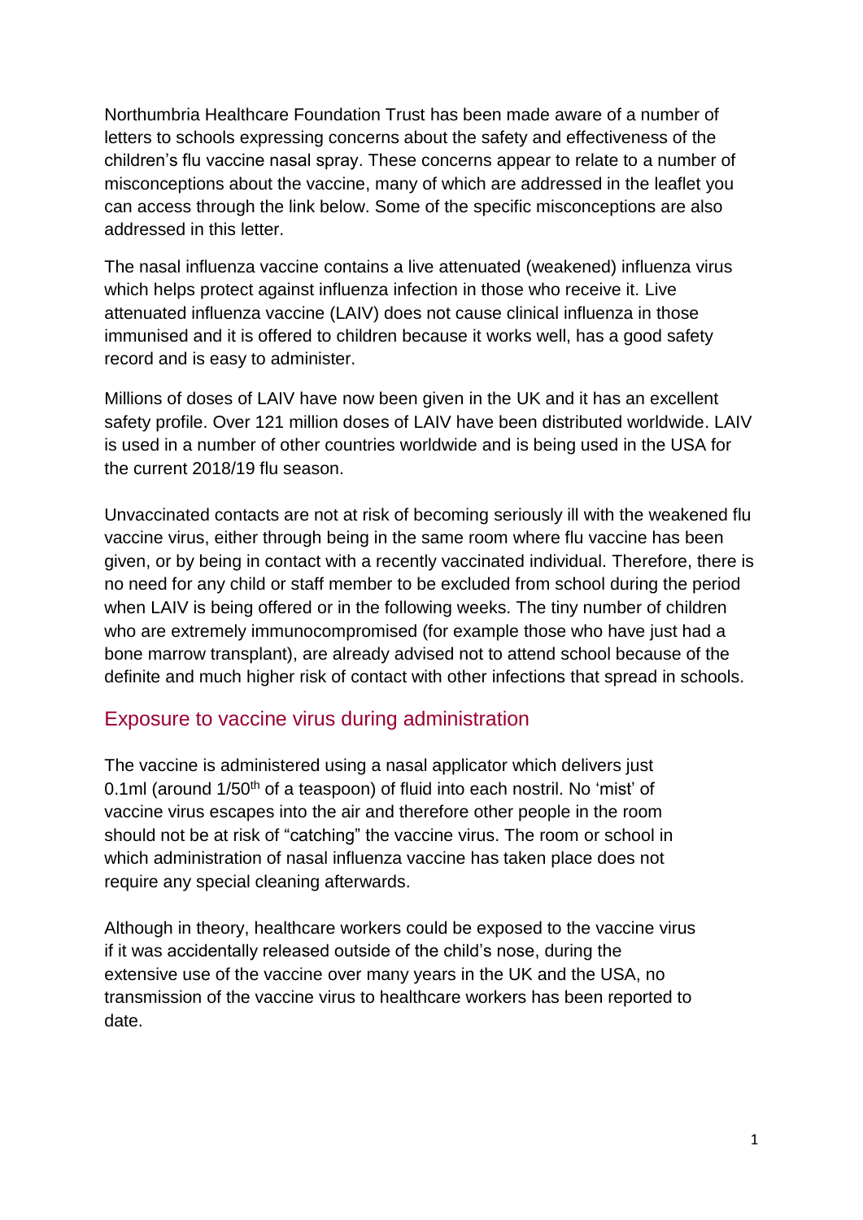Northumbria Healthcare Foundation Trust has been made aware of a number of letters to schools expressing concerns about the safety and effectiveness of the children's flu vaccine nasal spray. These concerns appear to relate to a number of misconceptions about the vaccine, many of which are addressed in the leaflet you can access through the link below. Some of the specific misconceptions are also addressed in this letter.

The nasal influenza vaccine contains a live attenuated (weakened) influenza virus which helps protect against influenza infection in those who receive it. Live attenuated influenza vaccine (LAIV) does not cause clinical influenza in those immunised and it is offered to children because it works well, has a good safety record and is easy to administer.

Millions of doses of LAIV have now been given in the UK and it has an excellent safety profile. Over 121 million doses of LAIV have been distributed worldwide. LAIV is used in a number of other countries worldwide and is being used in the USA for the current 2018/19 flu season.

Unvaccinated contacts are not at risk of becoming seriously ill with the weakened flu vaccine virus, either through being in the same room where flu vaccine has been given, or by being in contact with a recently vaccinated individual. Therefore, there is no need for any child or staff member to be excluded from school during the period when LAIV is being offered or in the following weeks. The tiny number of children who are extremely immunocompromised (for example those who have just had a bone marrow transplant), are already advised not to attend school because of the definite and much higher risk of contact with other infections that spread in schools.

## Exposure to vaccine virus during administration

The vaccine is administered using a nasal applicator which delivers just 0.1ml (around 1/50th of a teaspoon) of fluid into each nostril. No 'mist' of vaccine virus escapes into the air and therefore other people in the room should not be at risk of "catching" the vaccine virus. The room or school in which administration of nasal influenza vaccine has taken place does not require any special cleaning afterwards.

Although in theory, healthcare workers could be exposed to the vaccine virus if it was accidentally released outside of the child's nose, during the extensive use of the vaccine over many years in the UK and the USA, no transmission of the vaccine virus to healthcare workers has been reported to date.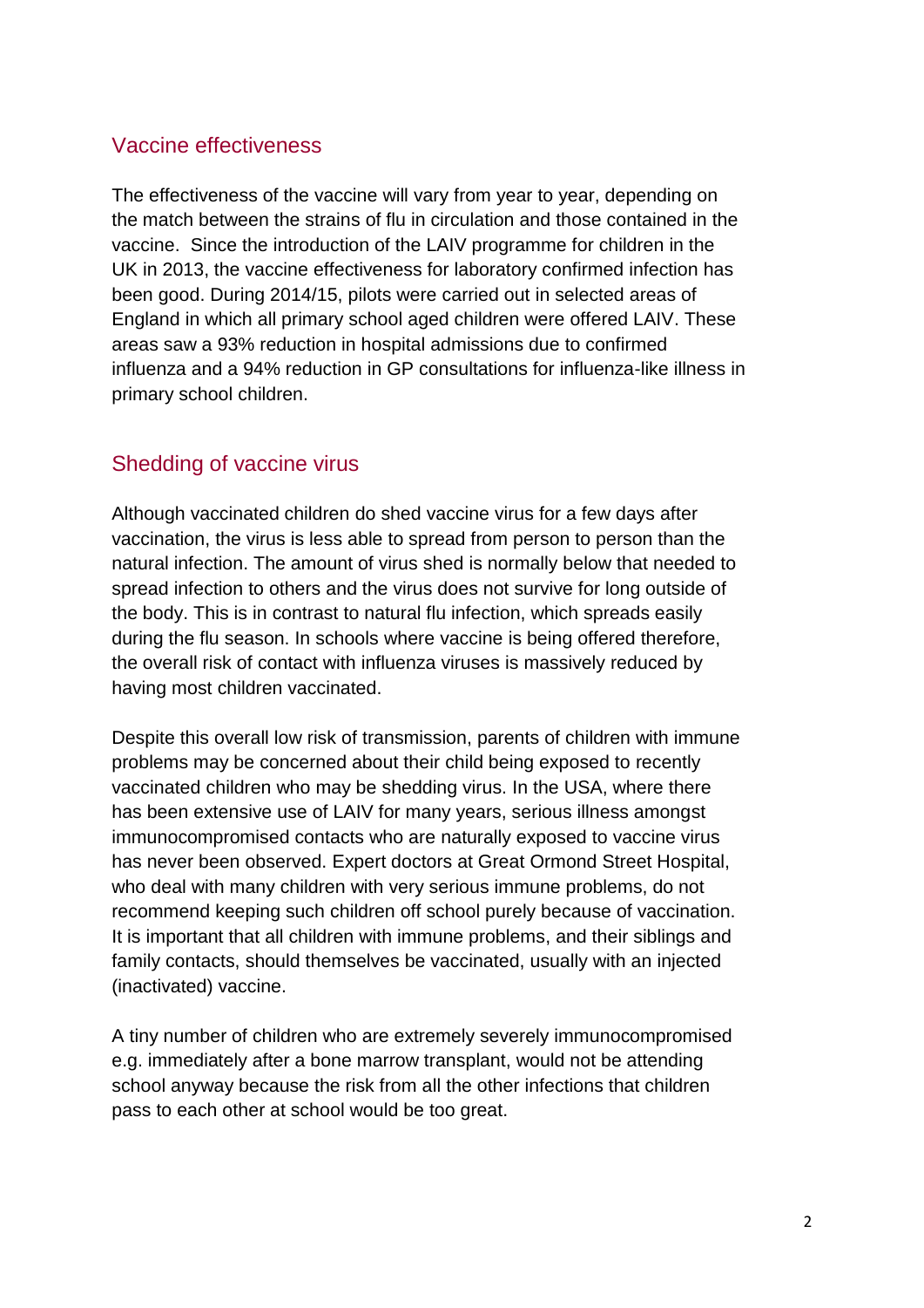## Vaccine effectiveness

The effectiveness of the vaccine will vary from year to year, depending on the match between the strains of flu in circulation and those contained in the vaccine. Since the introduction of the LAIV programme for children in the UK in 2013, the vaccine effectiveness for laboratory confirmed infection has been good. During 2014/15, pilots were carried out in selected areas of England in which all primary school aged children were offered LAIV. These areas saw a 93% reduction in hospital admissions due to confirmed influenza and a 94% reduction in GP consultations for influenza-like illness in primary school children.

## Shedding of vaccine virus

Although vaccinated children do shed vaccine virus for a few days after vaccination, the virus is less able to spread from person to person than the natural infection. The amount of virus shed is normally below that needed to spread infection to others and the virus does not survive for long outside of the body. This is in contrast to natural flu infection, which spreads easily during the flu season. In schools where vaccine is being offered therefore, the overall risk of contact with influenza viruses is massively reduced by having most children vaccinated.

Despite this overall low risk of transmission, parents of children with immune problems may be concerned about their child being exposed to recently vaccinated children who may be shedding virus. In the USA, where there has been extensive use of LAIV for many years, serious illness amongst immunocompromised contacts who are naturally exposed to vaccine virus has never been observed. Expert doctors at Great Ormond Street Hospital, who deal with many children with very serious immune problems, do not recommend keeping such children off school purely because of vaccination. It is important that all children with immune problems, and their siblings and family contacts, should themselves be vaccinated, usually with an injected (inactivated) vaccine.

A tiny number of children who are extremely severely immunocompromised e.g. immediately after a bone marrow transplant, would not be attending school anyway because the risk from all the other infections that children pass to each other at school would be too great.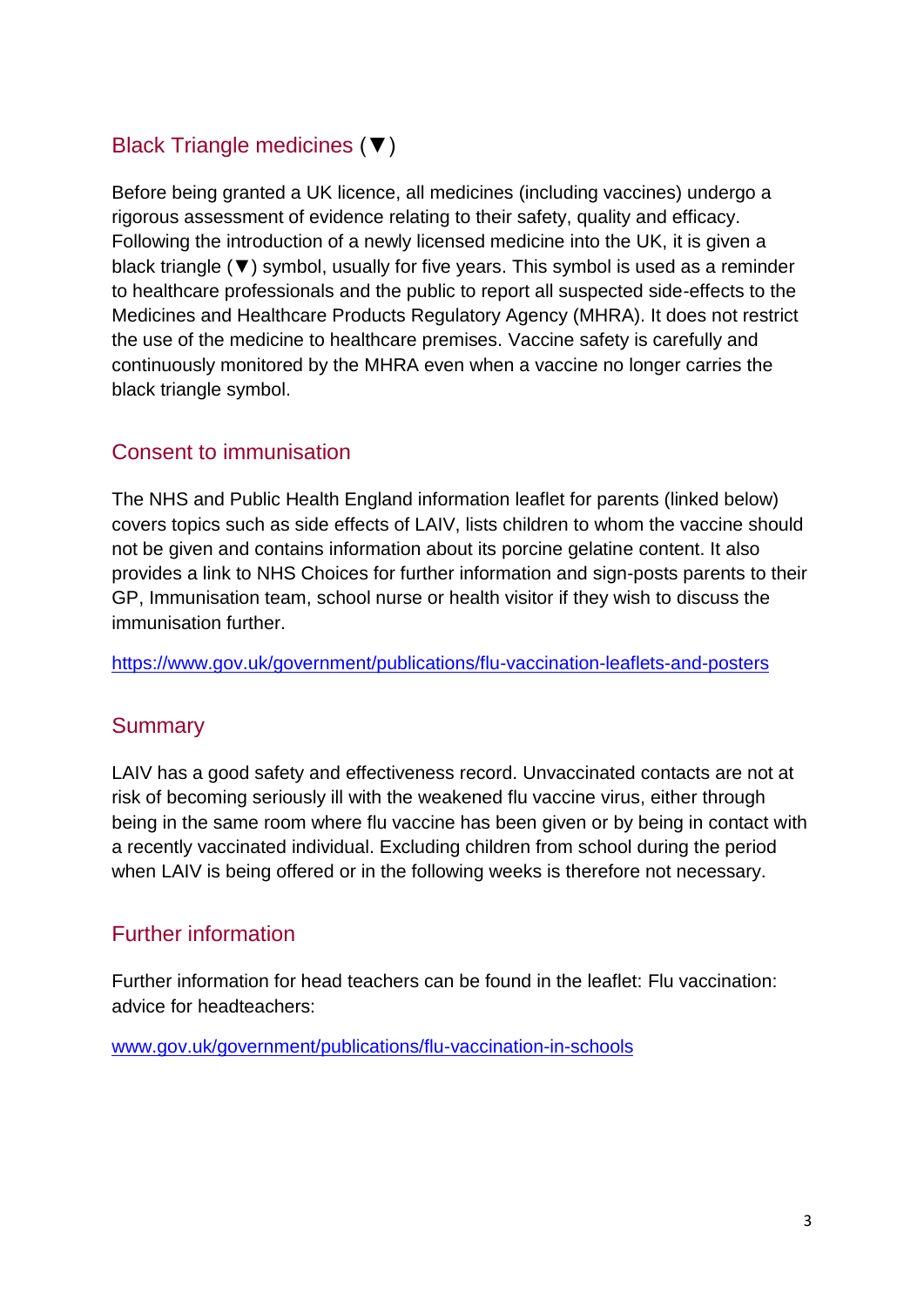## Black Triangle medicines (▼)

Before being granted a UK licence, all medicines (including vaccines) undergo a rigorous assessment of evidence relating to their safety, quality and efficacy. Following the introduction of a newly licensed medicine into the UK, it is given a black triangle (▼) symbol, usually for five years. This symbol is used as a reminder to healthcare professionals and the public to report all suspected side-effects to the Medicines and Healthcare Products Regulatory Agency (MHRA). It does not restrict the use of the medicine to healthcare premises. Vaccine safety is carefully and continuously monitored by the MHRA even when a vaccine no longer carries the black triangle symbol.

## Consent to immunisation

The NHS and Public Health England information leaflet for parents (linked below) covers topics such as side effects of LAIV, lists children to whom the vaccine should not be given and contains information about its porcine gelatine content. It also provides a link to NHS Choices for further information and sign-posts parents to their GP, Immunisation team, school nurse or health visitor if they wish to discuss the immunisation further.

https://www.gov.uk/government/publications/flu-vaccination-leaflets-and-posters

## Summary

LAIV has a good safety and effectiveness record. Unvaccinated contacts are not at risk of becoming seriously ill with the weakened flu vaccine virus, either through being in the same room where flu vaccine has been given or by being in contact with a recently vaccinated individual. Excluding children from school during the period when LAIV is being offered or in the following weeks is therefore not necessary.

## Further information

Further information for head teachers can be found in the leaflet: Flu vaccination: advice for headteachers:

www.gov.uk/government/publications/flu-vaccination-in-schools